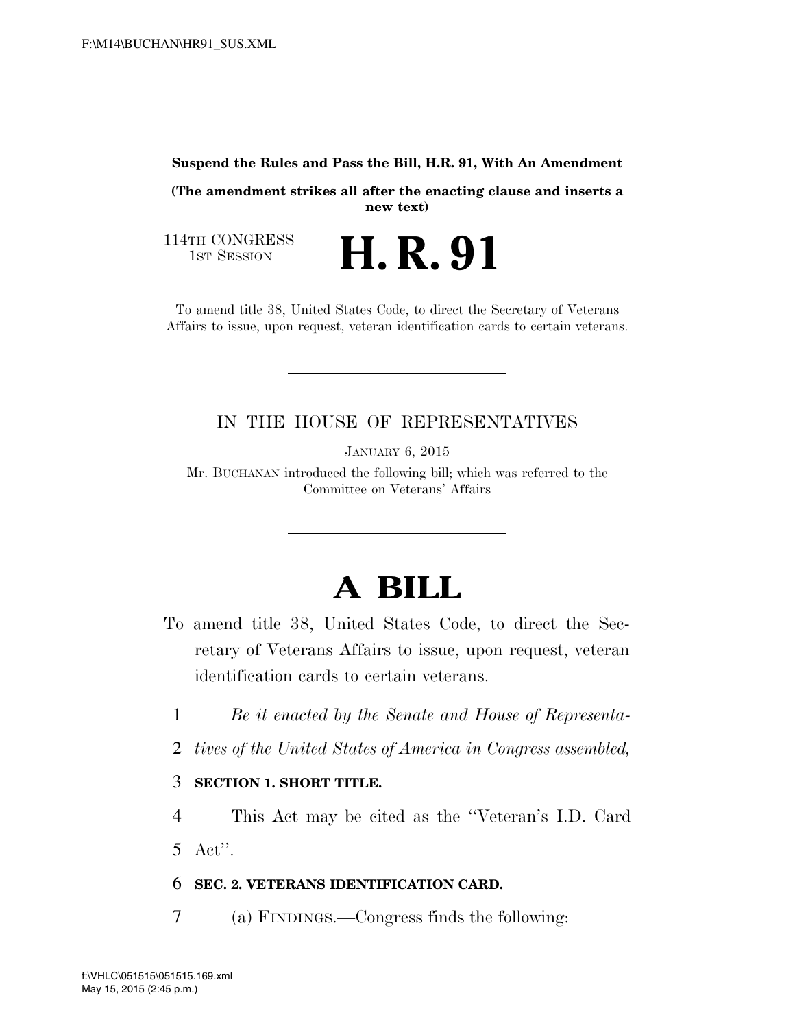**Suspend the Rules and Pass the Bill, H.R. 91, With An Amendment**

**(The amendment strikes all after the enacting clause and inserts a new text)**

114TH CONGRESS
1ST SESSION

# H. R. 91

To amend title 38, United States Code, to direct the Secretary of Veterans Affairs to issue, upon request, veteran identification cards to certain veterans.

IN THE HOUSE OF REPRESENTATIVES

JANUARY 6, 2015

Mr. BUCHANAN introduced the following bill; which was referred to the Committee on Veterans' Affairs

# A BILL

To amend title 38, United States Code, to direct the Secretary of Veterans Affairs to issue, upon request, veteran identification cards to certain veterans.

1 *Be it enacted by the Senate and House of Representa-*
2 *tives of the United States of America in Congress assembled,*

3 **SECTION 1. SHORT TITLE.**

4 This Act may be cited as the ''Veteran's I.D. Card
5 Act''.

6 **SEC. 2. VETERANS IDENTIFICATION CARD.**

7 (a) FINDINGS.—Congress finds the following: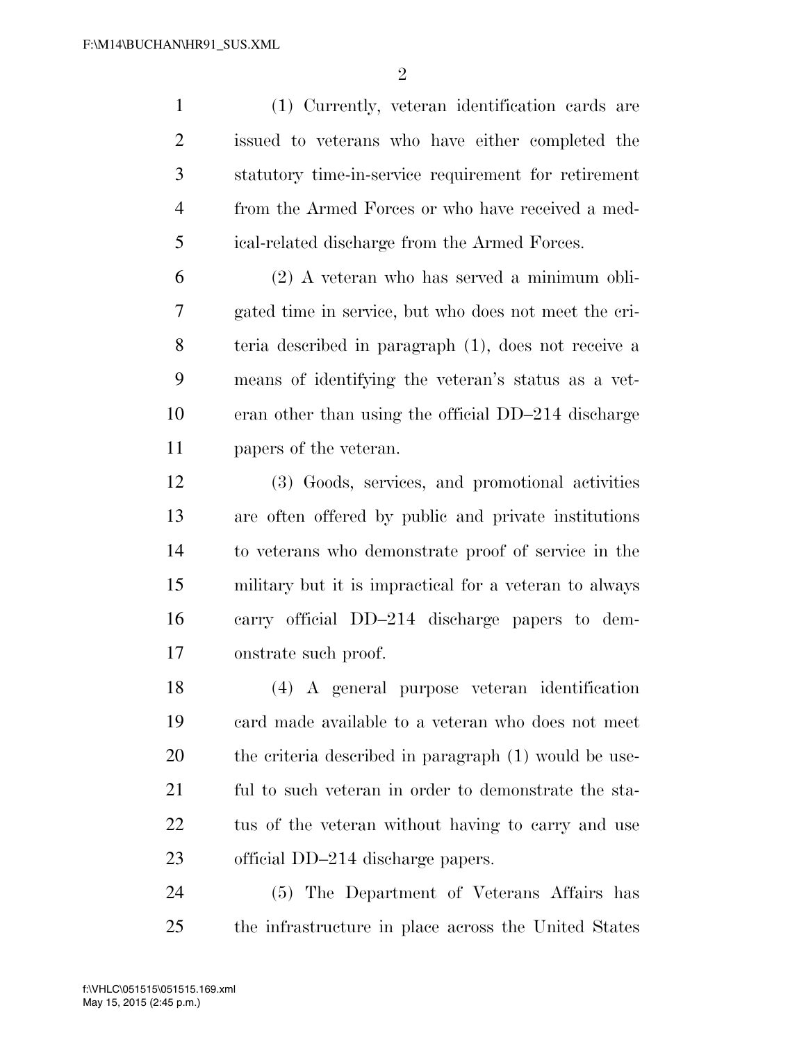(1) Currently, veteran identification cards are issued to veterans who have either completed the statutory time-in-service requirement for retirement from the Armed Forces or who have received a medical-related discharge from the Armed Forces.

(2) A veteran who has served a minimum obligated time in service, but who does not meet the criteria described in paragraph (1), does not receive a means of identifying the veteran's status as a veteran other than using the official DD–214 discharge papers of the veteran.

(3) Goods, services, and promotional activities are often offered by public and private institutions to veterans who demonstrate proof of service in the military but it is impractical for a veteran to always carry official DD–214 discharge papers to demonstrate such proof.

(4) A general purpose veteran identification card made available to a veteran who does not meet the criteria described in paragraph (1) would be useful to such veteran in order to demonstrate the status of the veteran without having to carry and use official DD–214 discharge papers.

(5) The Department of Veterans Affairs has the infrastructure in place across the United States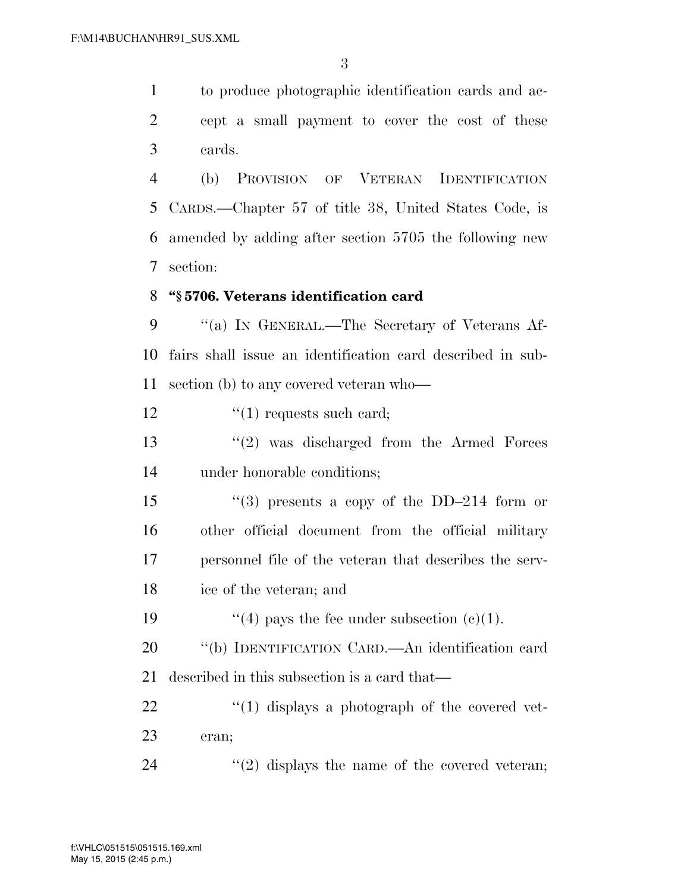to produce photographic identification cards and accept a small payment to cover the cost of these cards.

(b) PROVISION OF VETERAN IDENTIFICATION CARDS.—Chapter 57 of title 38, United States Code, is amended by adding after section 5705 the following new section:

**"§ 5706. Veterans identification card**

"(a) IN GENERAL.—The Secretary of Veterans Affairs shall issue an identification card described in subsection (b) to any covered veteran who—

"(1) requests such card;

"(2) was discharged from the Armed Forces under honorable conditions;

"(3) presents a copy of the DD–214 form or other official document from the official military personnel file of the veteran that describes the service of the veteran; and

"(4) pays the fee under subsection (c)(1).

"(b) IDENTIFICATION CARD.—An identification card described in this subsection is a card that—

"(1) displays a photograph of the covered veteran;

"(2) displays the name of the covered veteran;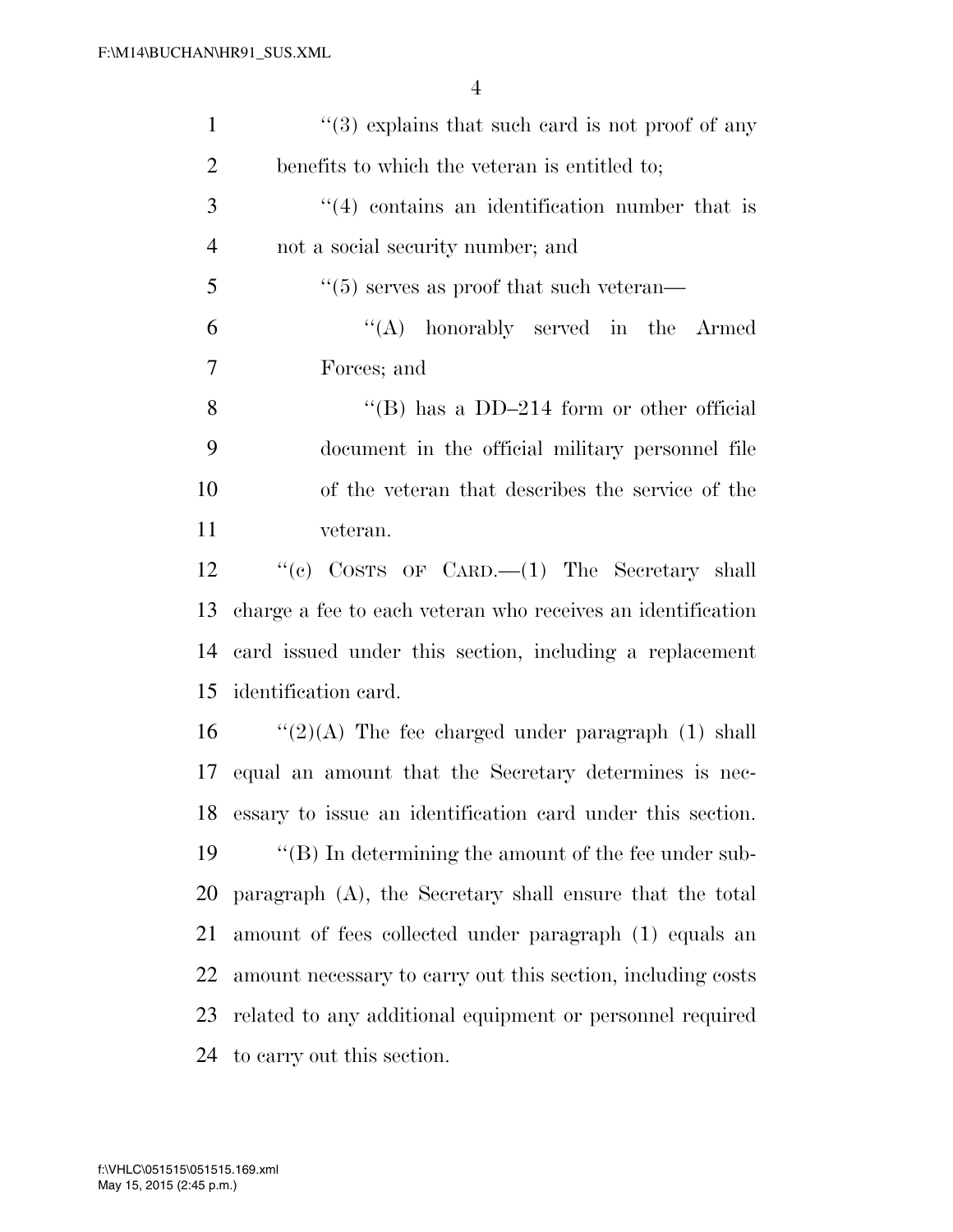''(3) explains that such card is not proof of any benefits to which the veteran is entitled to;

''(4) contains an identification number that is not a social security number; and

''(5) serves as proof that such veteran—

''(A) honorably served in the Armed Forces; and

''(B) has a DD–214 form or other official document in the official military personnel file of the veteran that describes the service of the veteran.

''(c) COSTS OF CARD.—(1) The Secretary shall charge a fee to each veteran who receives an identification card issued under this section, including a replacement identification card.

''(2)(A) The fee charged under paragraph (1) shall equal an amount that the Secretary determines is necessary to issue an identification card under this section.

''(B) In determining the amount of the fee under subparagraph (A), the Secretary shall ensure that the total amount of fees collected under paragraph (1) equals an amount necessary to carry out this section, including costs related to any additional equipment or personnel required to carry out this section.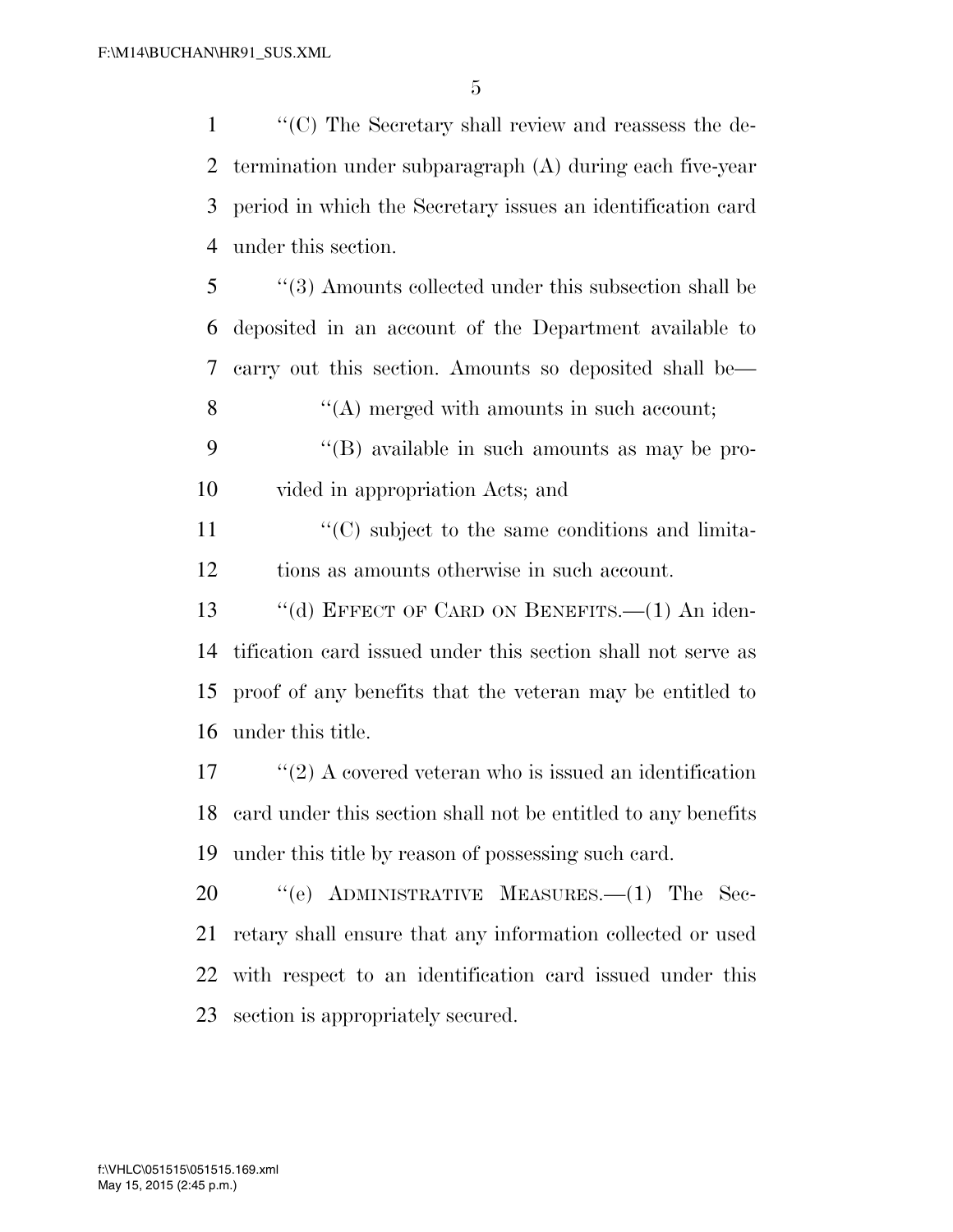"(C) The Secretary shall review and reassess the determination under subparagraph (A) during each five-year period in which the Secretary issues an identification card under this section.

"(3) Amounts collected under this subsection shall be deposited in an account of the Department available to carry out this section. Amounts so deposited shall be—

"(A) merged with amounts in such account;

"(B) available in such amounts as may be provided in appropriation Acts; and

"(C) subject to the same conditions and limitations as amounts otherwise in such account.

"(d) EFFECT OF CARD ON BENEFITS.—(1) An identification card issued under this section shall not serve as proof of any benefits that the veteran may be entitled to under this title.

"(2) A covered veteran who is issued an identification card under this section shall not be entitled to any benefits under this title by reason of possessing such card.

"(e) ADMINISTRATIVE MEASURES.—(1) The Secretary shall ensure that any information collected or used with respect to an identification card issued under this section is appropriately secured.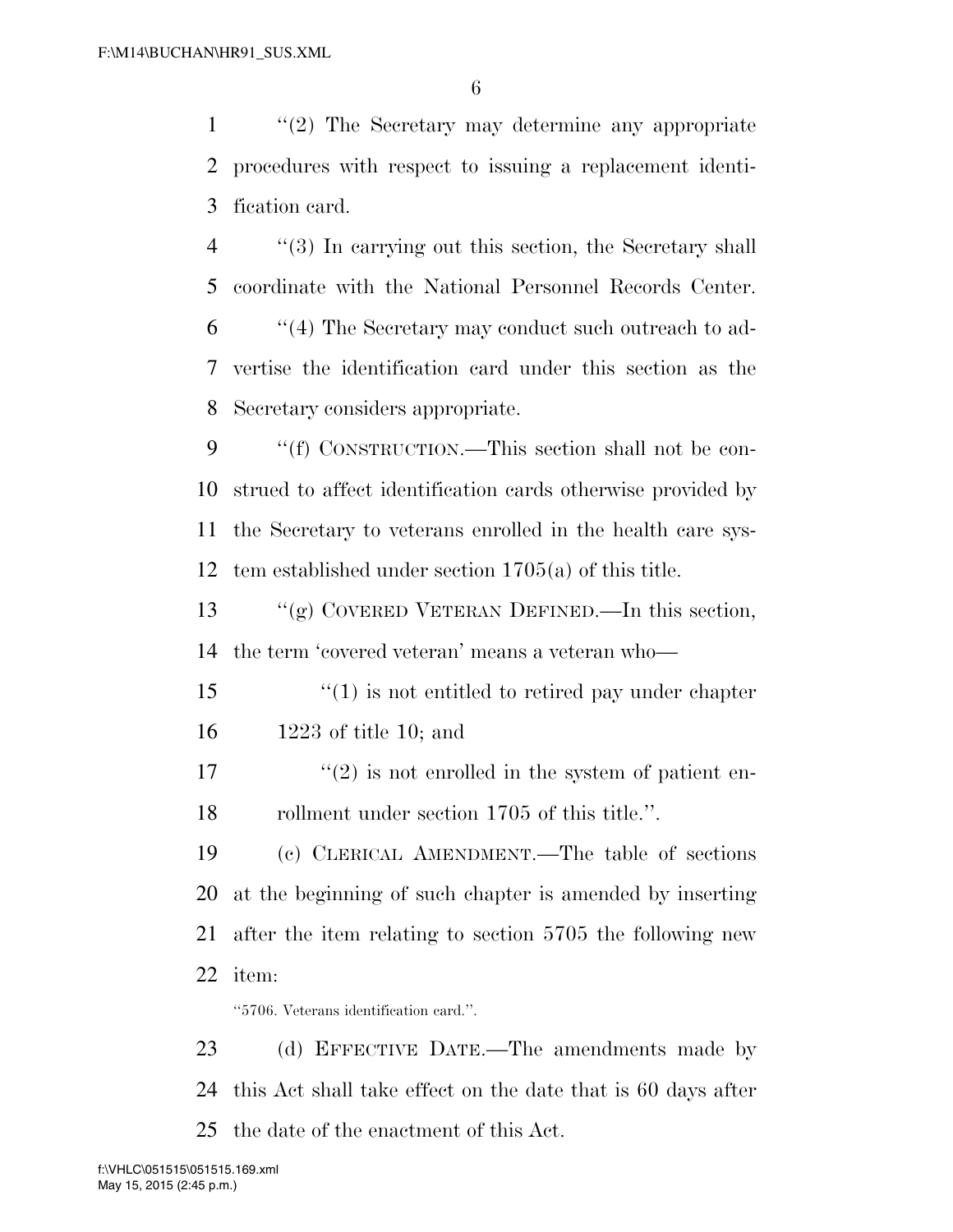“(2) The Secretary may determine any appropriate procedures with respect to issuing a replacement identification card.

“(3) In carrying out this section, the Secretary shall coordinate with the National Personnel Records Center.

“(4) The Secretary may conduct such outreach to advertise the identification card under this section as the Secretary considers appropriate.

“(f) CONSTRUCTION.—This section shall not be construed to affect identification cards otherwise provided by the Secretary to veterans enrolled in the health care system established under section 1705(a) of this title.

“(g) COVERED VETERAN DEFINED.—In this section, the term ‘covered veteran’ means a veteran who—

“(1) is not entitled to retired pay under chapter 1223 of title 10; and

“(2) is not enrolled in the system of patient enrollment under section 1705 of this title.”.

(c) CLERICAL AMENDMENT.—The table of sections at the beginning of such chapter is amended by inserting after the item relating to section 5705 the following new item:

“5706. Veterans identification card.”.

(d) EFFECTIVE DATE.—The amendments made by this Act shall take effect on the date that is 60 days after the date of the enactment of this Act.